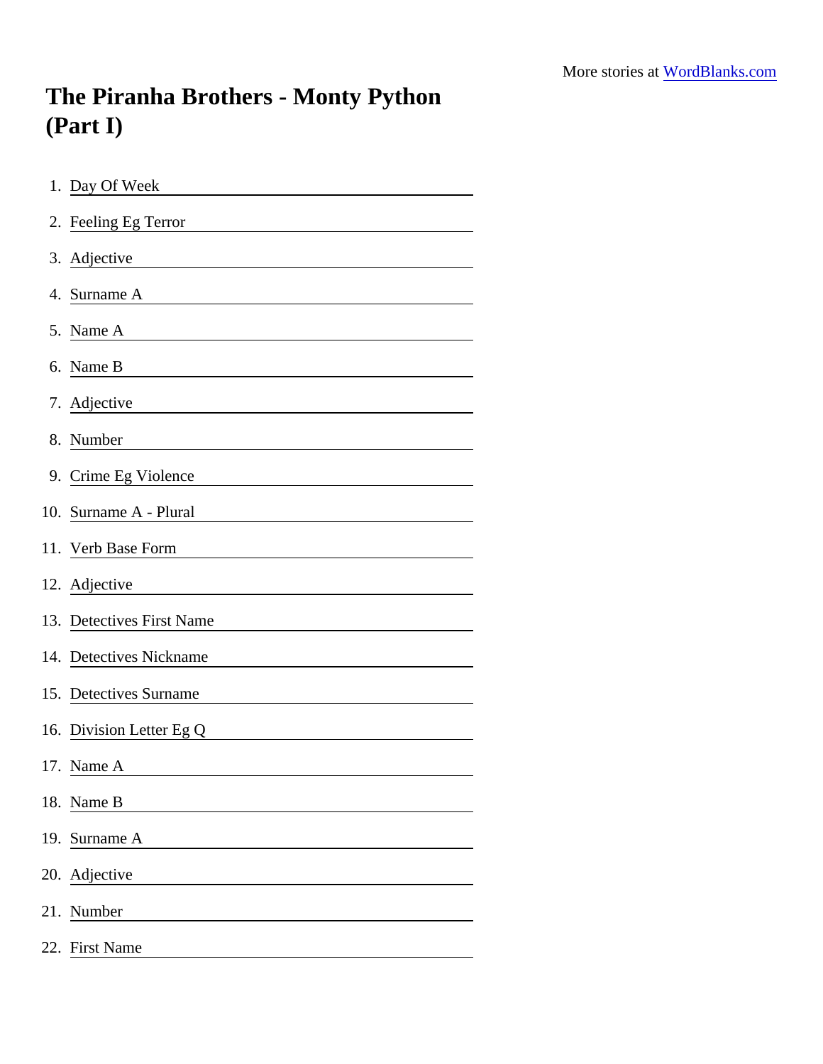More stories at [WordBlanks.com](https://www.wordblanks.com)

# The Piranha Brothers - Monty Python (Part I)

1. Day Of Week ______________________
2. Feeling Eg Terror ______________________
3. Adjective ______________________
4. Surname A ______________________
5. Name A ______________________
6. Name B ______________________
7. Adjective ______________________
8. Number ______________________
9. Crime Eg Violence ______________________
10. Surname A - Plural ______________________
11. Verb Base Form ______________________
12. Adjective ______________________
13. Detectives First Name ______________________
14. Detectives Nickname ______________________
15. Detectives Surname ______________________
16. Division Letter Eg Q ______________________
17. Name A ______________________
18. Name B ______________________
19. Surname A ______________________
20. Adjective ______________________
21. Number ______________________
22. First Name ______________________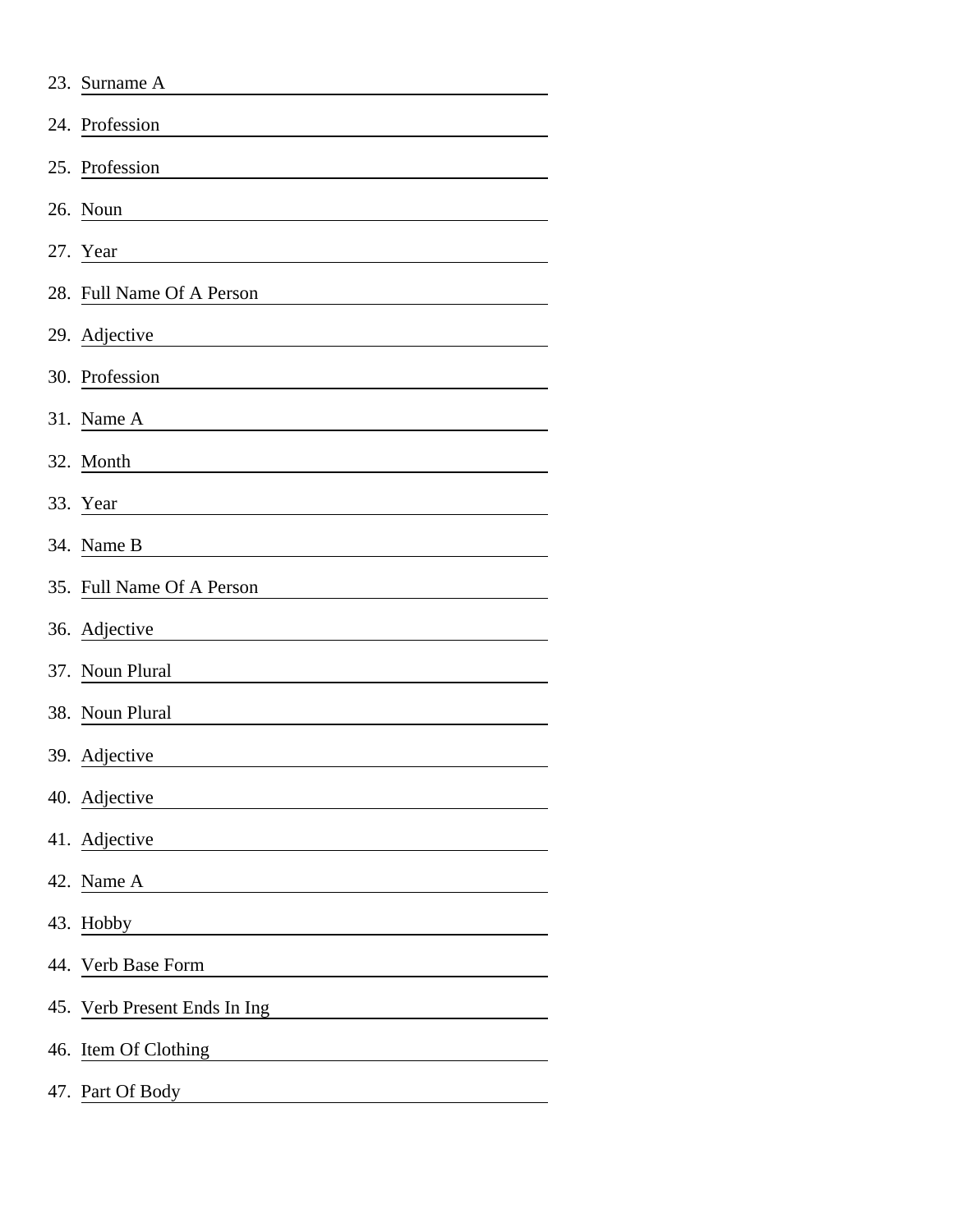23. Surname A
24. Profession
25. Profession
26. Noun
27. Year
28. Full Name Of A Person
29. Adjective
30. Profession
31. Name A
32. Month
33. Year
34. Name B
35. Full Name Of A Person
36. Adjective
37. Noun Plural
38. Noun Plural
39. Adjective
40. Adjective
41. Adjective
42. Name A
43. Hobby
44. Verb Base Form
45. Verb Present Ends In Ing
46. Item Of Clothing
47. Part Of Body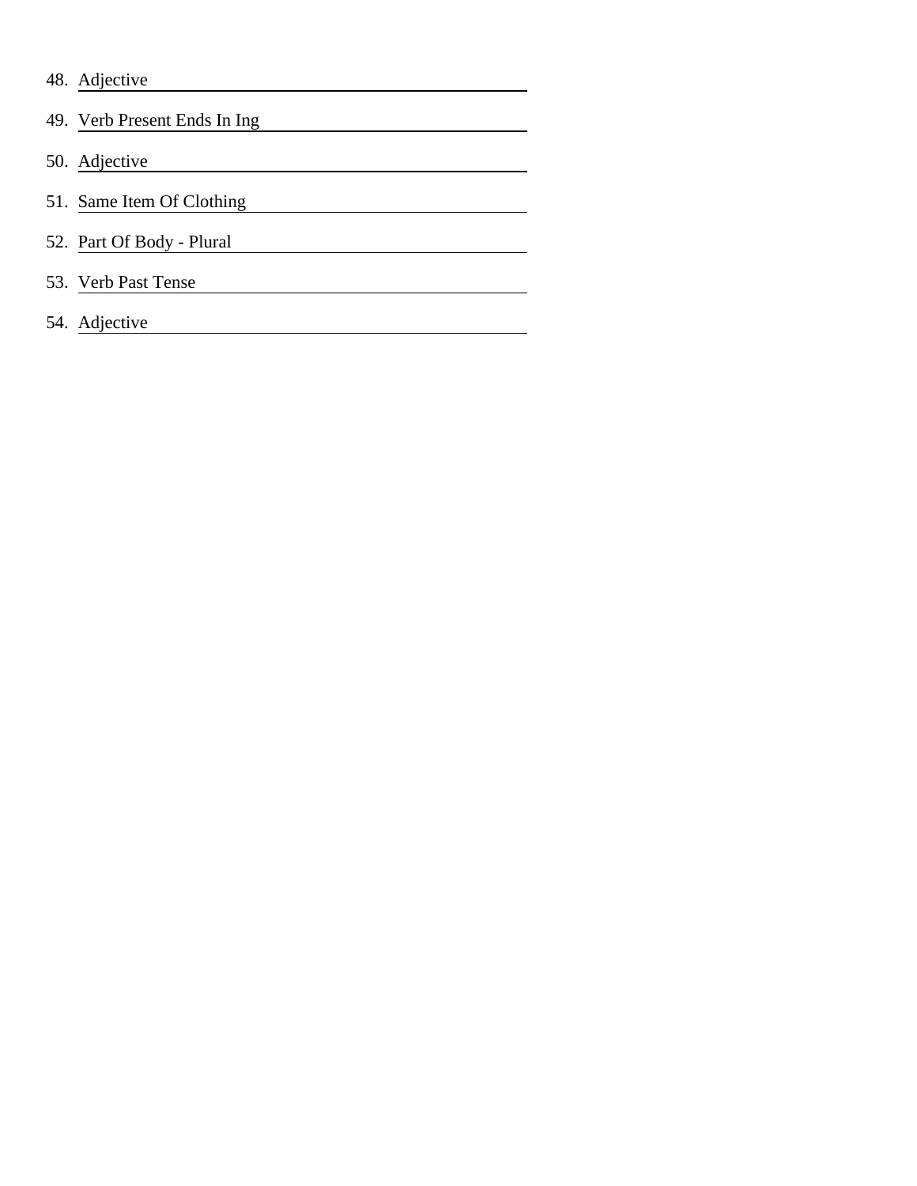48. Adjective ______________________

49. Verb Present Ends In Ing ______________________

50. Adjective ______________________

51. Same Item Of Clothing ______________________

52. Part Of Body - Plural ______________________

53. Verb Past Tense ______________________

54. Adjective ______________________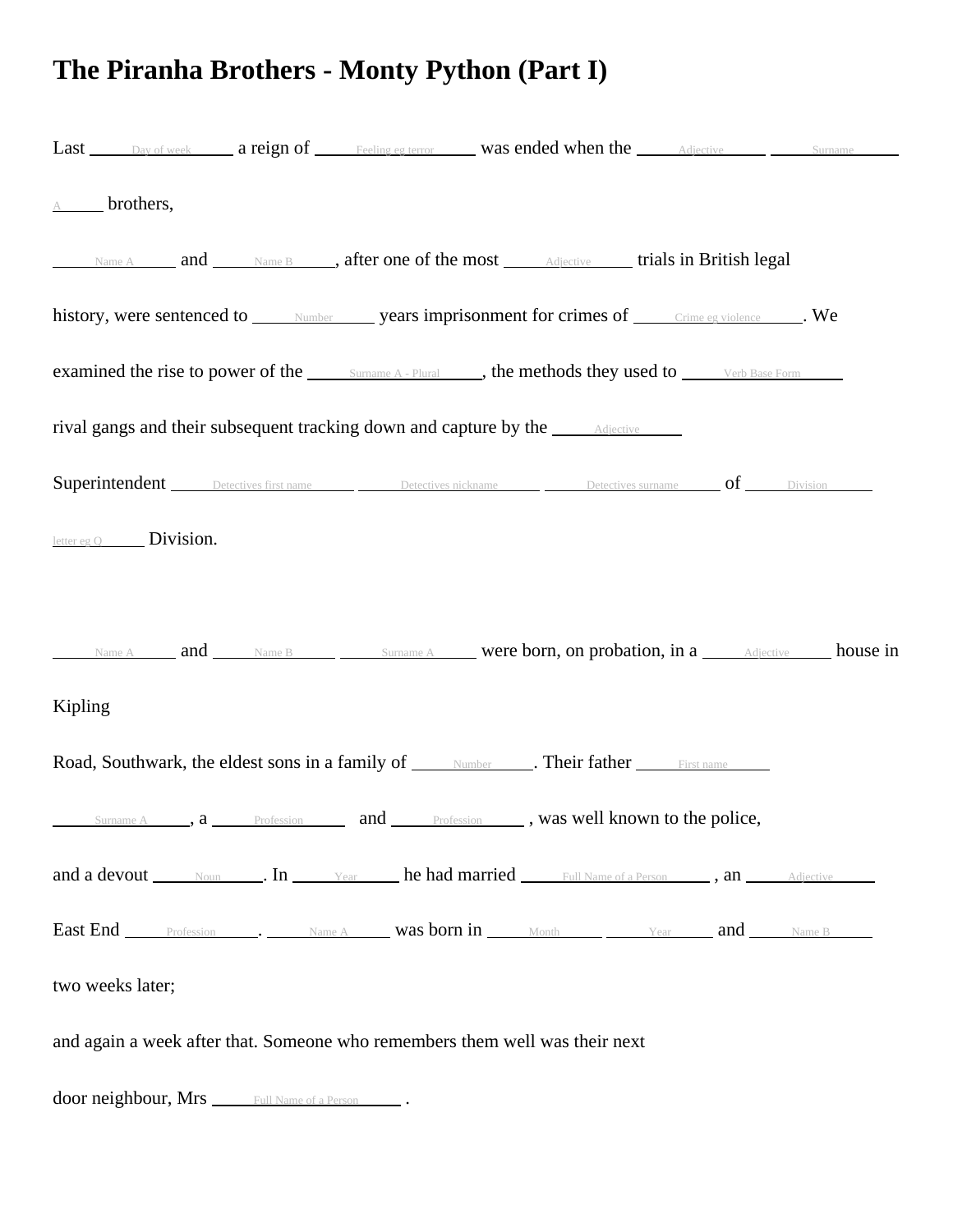# The Piranha Brothers - Monty Python (Part I)

Last \_\_\_\_Day of week\_\_\_\_ a reign of \_\_\_\_Feeling eg terror\_\_\_\_ was ended when the \_\_\_\_Adjective\_\_\_\_ \_\_\_\_Surname A\_\_\_\_ brothers,

\_\_\_\_Name A\_\_\_\_ and \_\_\_\_Name B\_\_\_\_, after one of the most \_\_\_\_Adjective\_\_\_\_ trials in British legal history, were sentenced to \_\_\_\_Number\_\_\_\_ years imprisonment for crimes of \_\_\_\_Crime eg violence\_\_\_\_. We examined the rise to power of the \_\_\_\_Surname A - Plural\_\_\_\_, the methods they used to \_\_\_\_Verb Base Form\_\_\_\_ rival gangs and their subsequent tracking down and capture by the \_\_\_\_Adjective\_\_\_\_ Superintendent \_\_\_\_Detectives first name\_\_\_\_ \_\_\_\_Detectives nickname\_\_\_\_ \_\_\_\_Detectives surname\_\_\_\_ of \_\_\_\_Division letter eg Q\_\_\_\_ Division.

\_\_\_\_Name A\_\_\_\_ and \_\_\_\_Name B\_\_\_\_ \_\_\_\_Surname A\_\_\_\_ were born, on probation, in a \_\_\_\_Adjective\_\_\_\_ house in Kipling Road, Southwark, the eldest sons in a family of \_\_\_\_Number\_\_\_\_. Their father \_\_\_\_First name\_\_\_\_ \_\_\_\_Surname A\_\_\_\_, a \_\_\_\_Profession\_\_\_\_ and \_\_\_\_Profession\_\_\_\_ , was well known to the police, and a devout \_\_\_\_Noun\_\_\_\_. In \_\_\_\_Year\_\_\_\_ he had married \_\_\_\_Full Name of a Person\_\_\_\_ , an \_\_\_\_Adjective\_\_\_\_ East End \_\_\_\_Profession\_\_\_\_. \_\_\_\_Name A\_\_\_\_ was born in \_\_\_\_Month\_\_\_\_ \_\_\_\_Year\_\_\_\_ and \_\_\_\_Name B\_\_\_\_ two weeks later; and again a week after that. Someone who remembers them well was their next door neighbour, Mrs \_\_\_\_Full Name of a Person\_\_\_\_ .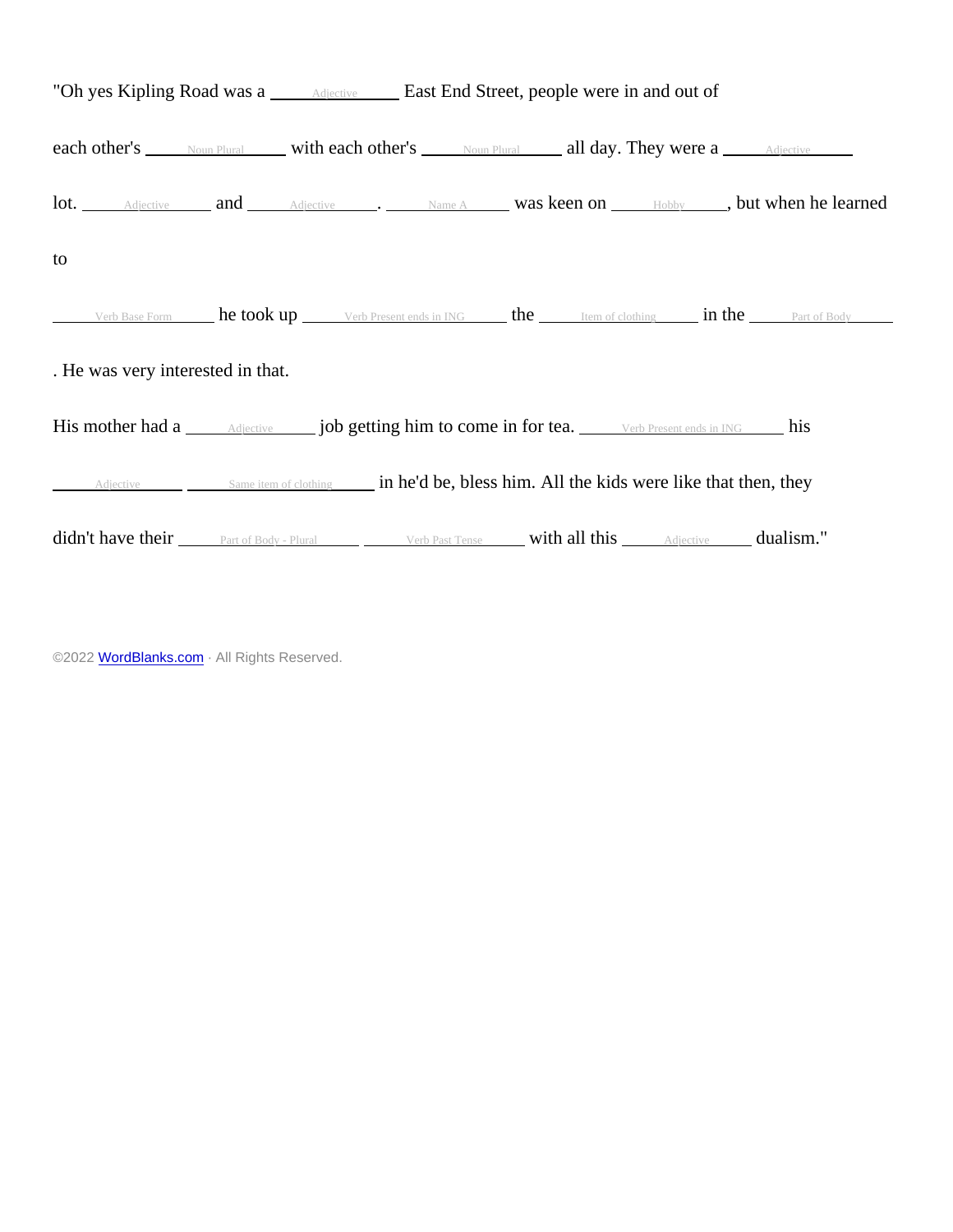"Oh yes Kipling Road was a ______Adjective______ East End Street, people were in and out of each other's ______Noun Plural______ with each other's ______Noun Plural______ all day. They were a ______Adjective______ lot. ______Adjective______ and ______Adjective______. ______Name A______ was keen on ______Hobby______, but when he learned to

______Verb Base Form______ he took up ______Verb Present ends in ING______ the ______Item of clothing______ in the ______Part of Body______

. He was very interested in that.

His mother had a ______Adjective______ job getting him to come in for tea. ______Verb Present ends in ING______ his ______Adjective______ ______Same item of clothing______ in he'd be, bless him. All the kids were like that then, they didn't have their ______Part of Body - Plural______ ______Verb Past Tense______ with all this ______Adjective______ dualism."

©2022 WordBlanks.com · All Rights Reserved.